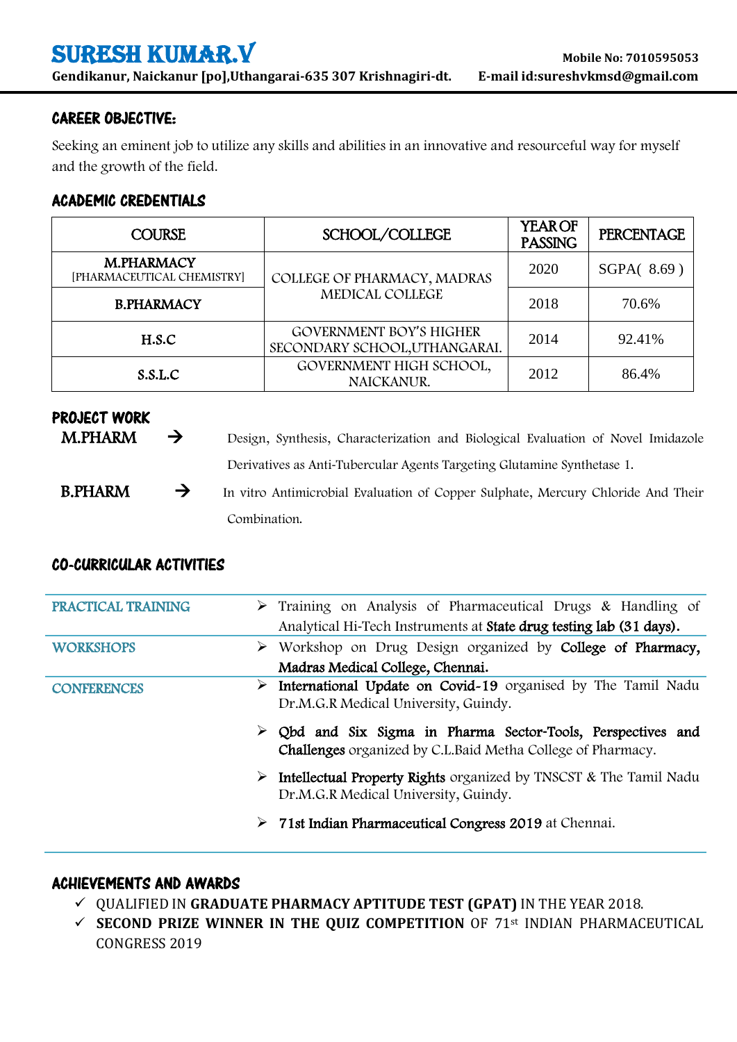# SURESH KUMAR.V

**Mobile No: 7010595053**

**Gendikanur, Naickanur [po],Uthangarai-635 307 Krishnagiri-dt.** **E-mail id:sureshvkmsd@gmail.com**

## CAREER OBJECTIVE:

Seeking an eminent job to utilize any skills and abilities in an innovative and resourceful way for myself and the growth of the field.

## ACADEMIC CREDENTIALS

| COURSE | SCHOOL/COLLEGE | YEAR OF PASSING | PERCENTAGE |
|---|---|---|---|
| **M.PHARMACY** [PHARMACEUTICAL CHEMISTRY] | COLLEGE OF PHARMACY, MADRAS MEDICAL COLLEGE | 2020 | SGPA( 8.69 ) |
| **B.PHARMACY** | | 2018 | 70.6% |
| **H.S.C** | GOVERNMENT BOY'S HIGHER SECONDARY SCHOOL,UTHANGARAI. | 2014 | 92.41% |
| **S.S.L.C** | GOVERNMENT HIGH SCHOOL, NAICKANUR. | 2012 | 86.4% |

## PROJECT WORK

**M.PHARM** → Design, Synthesis, Characterization and Biological Evaluation of Novel Imidazole Derivatives as Anti-Tubercular Agents Targeting Glutamine Synthetase 1.

**B.PHARM** → In vitro Antimicrobial Evaluation of Copper Sulphate, Mercury Chloride And Their Combination.

## CO-CURRICULAR ACTIVITIES

| | |
|---|---|
| PRACTICAL TRAINING | ➢ Training on Analysis of Pharmaceutical Drugs & Handling of Analytical Hi-Tech Instruments at **State drug testing lab (31 days).** |
| WORKSHOPS | ➢ Workshop on Drug Design organized by **College of Pharmacy, Madras Medical College, Chennai.** |
| CONFERENCES | ➢ **International Update on Covid-19** organised by The Tamil Nadu Dr.M.G.R Medical University, Guindy.<br>➢ **Qbd and Six Sigma in Pharma Sector-Tools, Perspectives and Challenges** organized by C.L.Baid Metha College of Pharmacy.<br>➢ **Intellectual Property Rights** organized by TNSCST & The Tamil Nadu Dr.M.G.R Medical University, Guindy.<br>➢ **71st Indian Pharmaceutical Congress 2019** at Chennai. |

## ACHIEVEMENTS AND AWARDS

- ✓ QUALIFIED IN **GRADUATE PHARMACY APTITUDE TEST (GPAT)** IN THE YEAR 2018.
- ✓ **SECOND PRIZE WINNER IN THE QUIZ COMPETITION** OF 71st INDIAN PHARMACEUTICAL CONGRESS 2019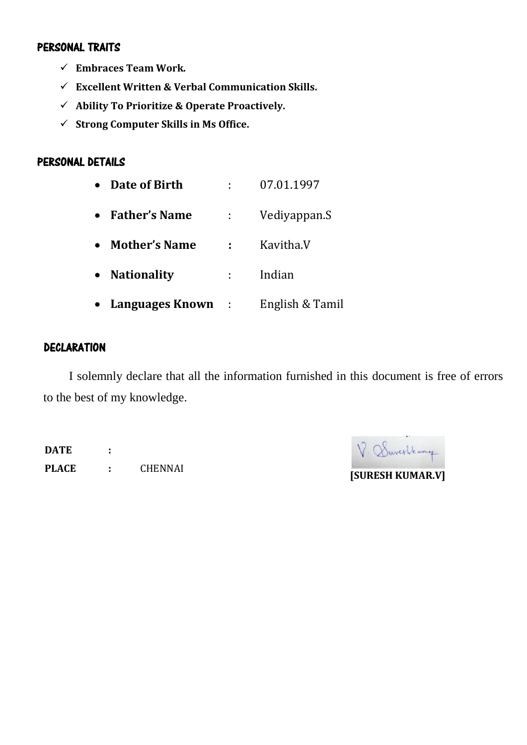## PERSONAL TRAITS

- ✓ **Embraces Team Work.**
- ✓ **Excellent Written & Verbal Communication Skills.**
- ✓ **Ability To Prioritize & Operate Proactively.**
- ✓ **Strong Computer Skills in Ms Office.**

## PERSONAL DETAILS

- **Date of Birth** : 07.01.1997
- **Father's Name** : Vediyappan.S
- **Mother's Name** : Kavitha.V
- **Nationality** : Indian
- **Languages Known** : English & Tamil

## DECLARATION

I solemnly declare that all the information furnished in this document is free of errors to the best of my knowledge.

**DATE** :

**PLACE** : CHENNAI

**[SURESH KUMAR.V]**